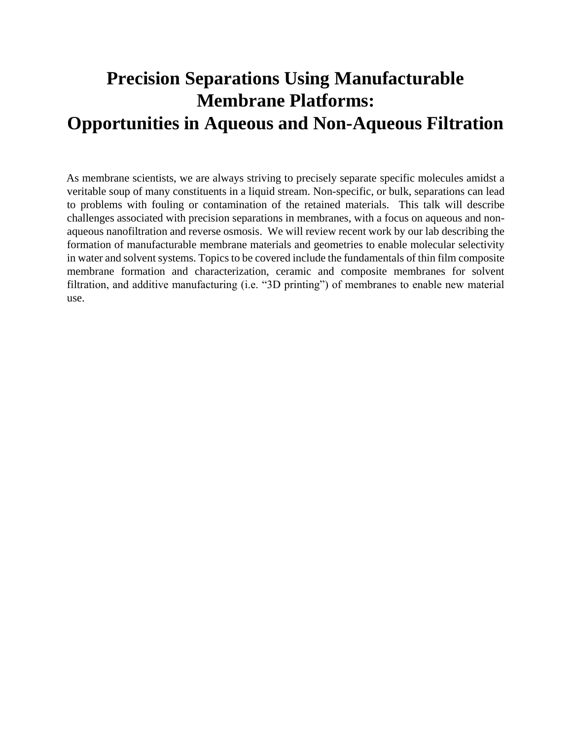# Precision Separations Using Manufacturable Membrane Platforms: Opportunities in Aqueous and Non-Aqueous Filtration

As membrane scientists, we are always striving to precisely separate specific molecules amidst a veritable soup of many constituents in a liquid stream. Non-specific, or bulk, separations can lead to problems with fouling or contamination of the retained materials. This talk will describe challenges associated with precision separations in membranes, with a focus on aqueous and non-aqueous nanofiltration and reverse osmosis. We will review recent work by our lab describing the formation of manufacturable membrane materials and geometries to enable molecular selectivity in water and solvent systems. Topics to be covered include the fundamentals of thin film composite membrane formation and characterization, ceramic and composite membranes for solvent filtration, and additive manufacturing (i.e. "3D printing") of membranes to enable new material use.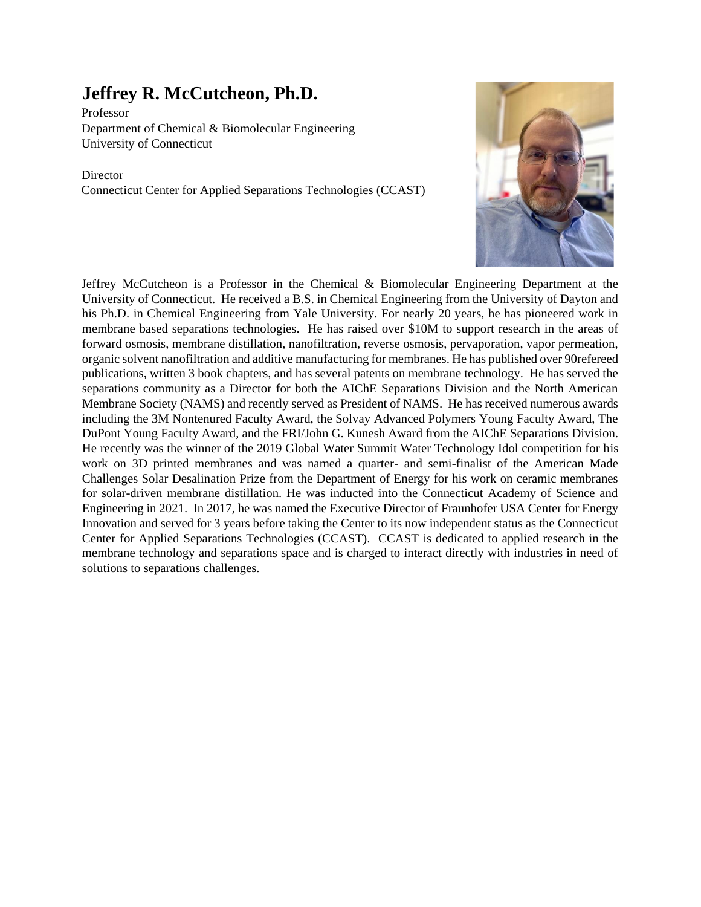# Jeffrey R. McCutcheon, Ph.D.

Professor
Department of Chemical & Biomolecular Engineering
University of Connecticut

Director
Connecticut Center for Applied Separations Technologies (CCAST)

Jeffrey McCutcheon is a Professor in the Chemical & Biomolecular Engineering Department at the University of Connecticut. He received a B.S. in Chemical Engineering from the University of Dayton and his Ph.D. in Chemical Engineering from Yale University. For nearly 20 years, he has pioneered work in membrane based separations technologies. He has raised over $10M to support research in the areas of forward osmosis, membrane distillation, nanofiltration, reverse osmosis, pervaporation, vapor permeation, organic solvent nanofiltration and additive manufacturing for membranes. He has published over 90refereed publications, written 3 book chapters, and has several patents on membrane technology. He has served the separations community as a Director for both the AIChE Separations Division and the North American Membrane Society (NAMS) and recently served as President of NAMS. He has received numerous awards including the 3M Nontenured Faculty Award, the Solvay Advanced Polymers Young Faculty Award, The DuPont Young Faculty Award, and the FRI/John G. Kunesh Award from the AIChE Separations Division. He recently was the winner of the 2019 Global Water Summit Water Technology Idol competition for his work on 3D printed membranes and was named a quarter- and semi-finalist of the American Made Challenges Solar Desalination Prize from the Department of Energy for his work on ceramic membranes for solar-driven membrane distillation. He was inducted into the Connecticut Academy of Science and Engineering in 2021. In 2017, he was named the Executive Director of Fraunhofer USA Center for Energy Innovation and served for 3 years before taking the Center to its now independent status as the Connecticut Center for Applied Separations Technologies (CCAST). CCAST is dedicated to applied research in the membrane technology and separations space and is charged to interact directly with industries in need of solutions to separations challenges.